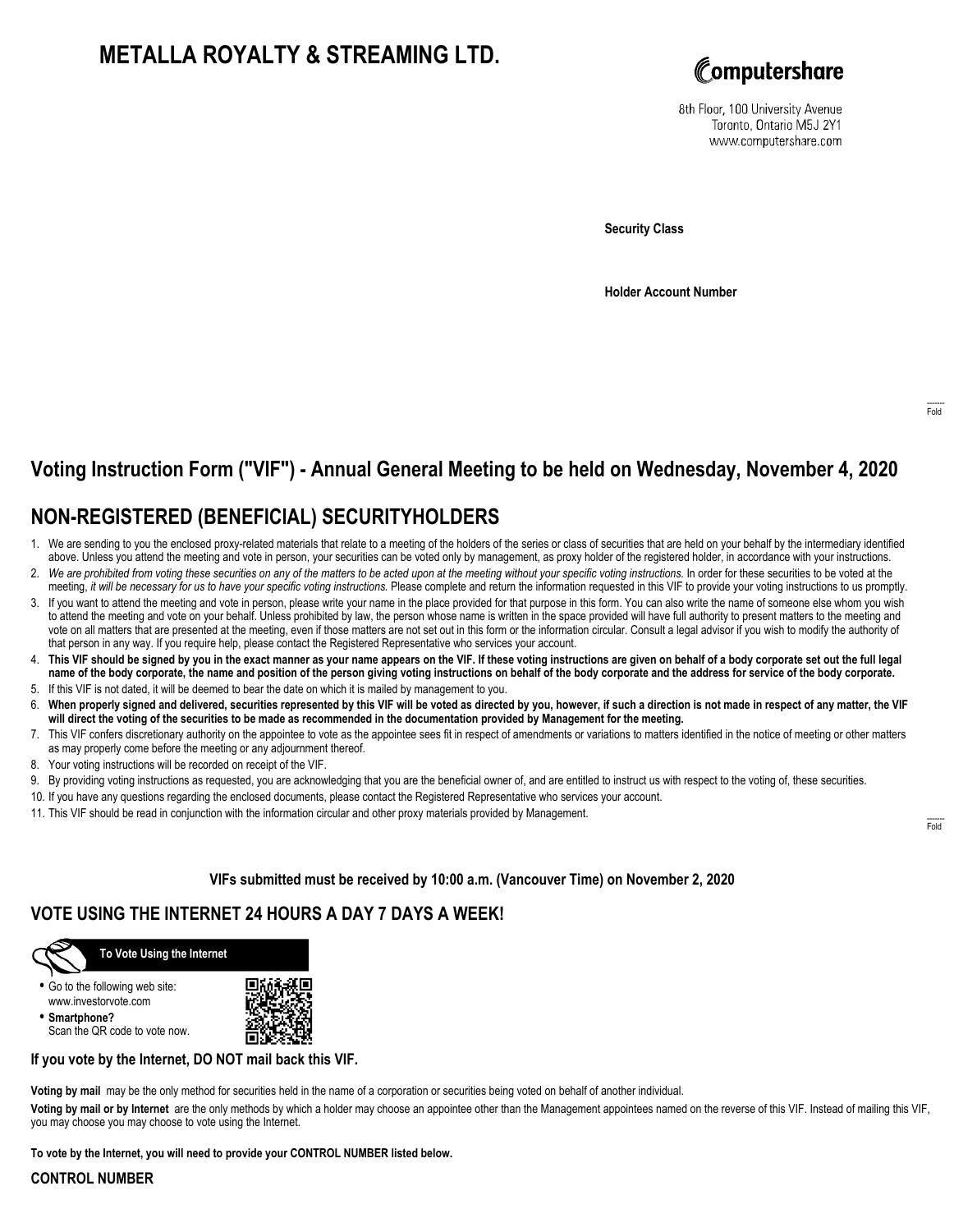# METALLA ROYALTY & STREAMING LTD.

Computershare

8th Floor, 100 University Avenue
Toronto, Ontario M5J 2Y1
www.computershare.com

**Security Class**

**Holder Account Number**

Fold

## Voting Instruction Form ("VIF") - Annual General Meeting to be held on Wednesday, November 4, 2020

## NON-REGISTERED (BENEFICIAL) SECURITYHOLDERS

1. We are sending to you the enclosed proxy-related materials that relate to a meeting of the holders of the series or class of securities that are held on your behalf by the intermediary identified above. Unless you attend the meeting and vote in person, your securities can be voted only by management, as proxy holder of the registered holder, in accordance with your instructions.
2. *We are prohibited from voting these securities on any of the matters to be acted upon at the meeting without your specific voting instructions.* In order for these securities to be voted at the meeting, *it will be necessary for us to have your specific voting instructions.* Please complete and return the information requested in this VIF to provide your voting instructions to us promptly.
3. If you want to attend the meeting and vote in person, please write your name in the place provided for that purpose in this form. You can also write the name of someone else whom you wish to attend the meeting and vote on your behalf. Unless prohibited by law, the person whose name is written in the space provided will have full authority to present matters to the meeting and vote on all matters that are presented at the meeting, even if those matters are not set out in this form or the information circular. Consult a legal advisor if you wish to modify the authority of that person in any way. If you require help, please contact the Registered Representative who services your account.
4. **This VIF should be signed by you in the exact manner as your name appears on the VIF. If these voting instructions are given on behalf of a body corporate set out the full legal name of the body corporate, the name and position of the person giving voting instructions on behalf of the body corporate and the address for service of the body corporate.**
5. If this VIF is not dated, it will be deemed to bear the date on which it is mailed by management to you.
6. **When properly signed and delivered, securities represented by this VIF will be voted as directed by you, however, if such a direction is not made in respect of any matter, the VIF will direct the voting of the securities to be made as recommended in the documentation provided by Management for the meeting.**
7. This VIF confers discretionary authority on the appointee to vote as the appointee sees fit in respect of amendments or variations to matters identified in the notice of meeting or other matters as may properly come before the meeting or any adjournment thereof.
8. Your voting instructions will be recorded on receipt of the VIF.
9. By providing voting instructions as requested, you are acknowledging that you are the beneficial owner of, and are entitled to instruct us with respect to the voting of, these securities.
10. If you have any questions regarding the enclosed documents, please contact the Registered Representative who services your account.
11. This VIF should be read in conjunction with the information circular and other proxy materials provided by Management.

Fold

**VIFs submitted must be received by 10:00 a.m. (Vancouver Time) on November 2, 2020**

## VOTE USING THE INTERNET 24 HOURS A DAY 7 DAYS A WEEK!

**To Vote Using the Internet**

- Go to the following web site: www.investorvote.com
- **Smartphone?** Scan the QR code to vote now.

**If you vote by the Internet, DO NOT mail back this VIF.**

**Voting by mail** may be the only method for securities held in the name of a corporation or securities being voted on behalf of another individual.

**Voting by mail or by Internet** are the only methods by which a holder may choose an appointee other than the Management appointees named on the reverse of this VIF. Instead of mailing this VIF, you may choose you may choose to vote using the Internet.

**To vote by the Internet, you will need to provide your CONTROL NUMBER listed below.**

**CONTROL NUMBER**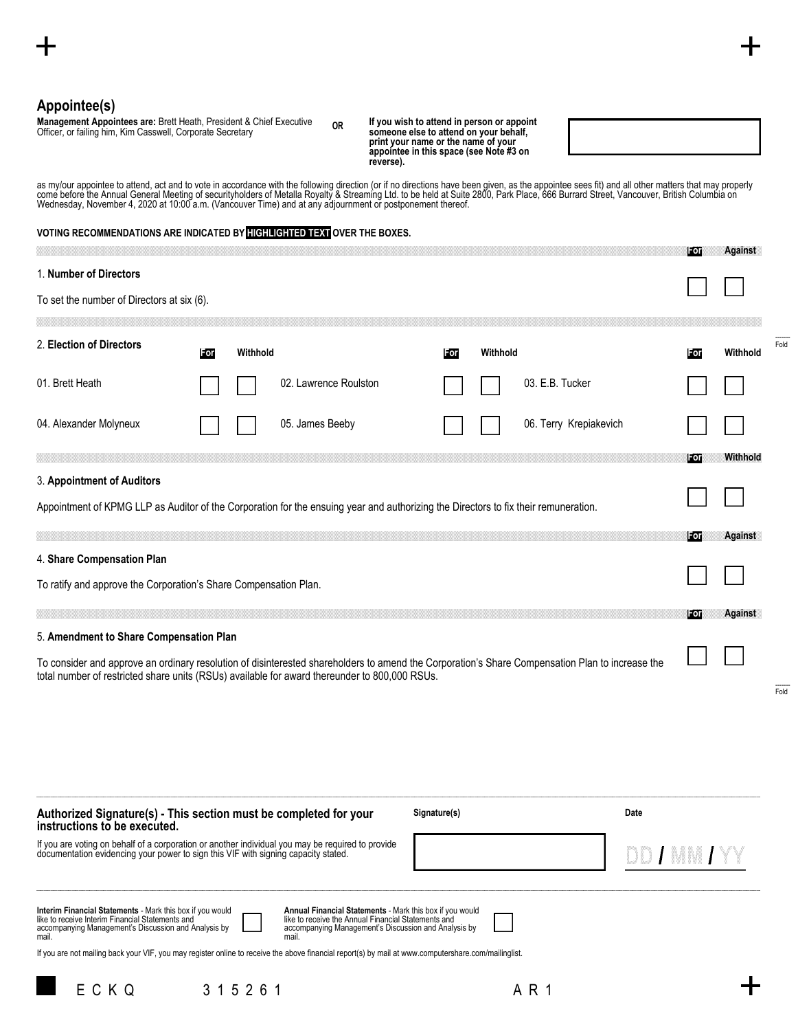## Appointee(s)

**Management Appointees are:** Brett Heath, President & Chief Executive Officer, or failing him, Kim Casswell, Corporate Secretary

**OR**

**If you wish to attend in person or appoint someone else to attend on your behalf, print your name or the name of your appointee in this space (see Note #3 on reverse).**

as my/our appointee to attend, act and to vote in accordance with the following direction (or if no directions have been given, as the appointee sees fit) and all other matters that may properly come before the Annual General Meeting of securityholders of Metalla Royalty & Streaming Ltd. to be held at Suite 2800, Park Place, 666 Burrard Street, Vancouver, British Columbia on Wednesday, November 4, 2020 at 10:00 a.m. (Vancouver Time) and at any adjournment or postponement thereof.

**VOTING RECOMMENDATIONS ARE INDICATED BY HIGHLIGHTED TEXT OVER THE BOXES.**

| | For | Against |
|---|---|---|
| 1. **Number of Directors**<br>To set the number of Directors at six (6). | ☐ | ☐ |

2. **Election of Directors**

| | For | Withhold | | For | Withhold | | For | Withhold |
|---|---|---|---|---|---|---|---|---|
| 01. Brett Heath | ☐ | ☐ | 02. Lawrence Roulston | ☐ | ☐ | 03. E.B. Tucker | ☐ | ☐ |
| 04. Alexander Molyneux | ☐ | ☐ | 05. James Beeby | ☐ | ☐ | 06. Terry Krepiakevich | ☐ | ☐ |

| | For | Withhold |
|---|---|---|
| 3. **Appointment of Auditors**<br>Appointment of KPMG LLP as Auditor of the Corporation for the ensuing year and authorizing the Directors to fix their remuneration. | ☐ | ☐ |

| | For | Against |
|---|---|---|
| 4. **Share Compensation Plan**<br>To ratify and approve the Corporation's Share Compensation Plan. | ☐ | ☐ |

| | For | Against |
|---|---|---|
| 5. **Amendment to Share Compensation Plan**<br>To consider and approve an ordinary resolution of disinterested shareholders to amend the Corporation's Share Compensation Plan to increase the total number of restricted share units (RSUs) available for award thereunder to 800,000 RSUs. | ☐ | ☐ |

**Authorized Signature(s) - This section must be completed for your instructions to be executed.**

If you are voting on behalf of a corporation or another individual you may be required to provide documentation evidencing your power to sign this VIF with signing capacity stated.

Signature(s)

Date

DD / MM / YY

**Interim Financial Statements** - Mark this box if you would like to receive Interim Financial Statements and accompanying Management's Discussion and Analysis by mail. ☐

**Annual Financial Statements** - Mark this box if you would like to receive the Annual Financial Statements and accompanying Management's Discussion and Analysis by mail. ☐

If you are not mailing back your VIF, you may register online to receive the above financial report(s) by mail at www.computershare.com/mailinglist.

E C K Q 3 1 5 2 6 1 A R 1